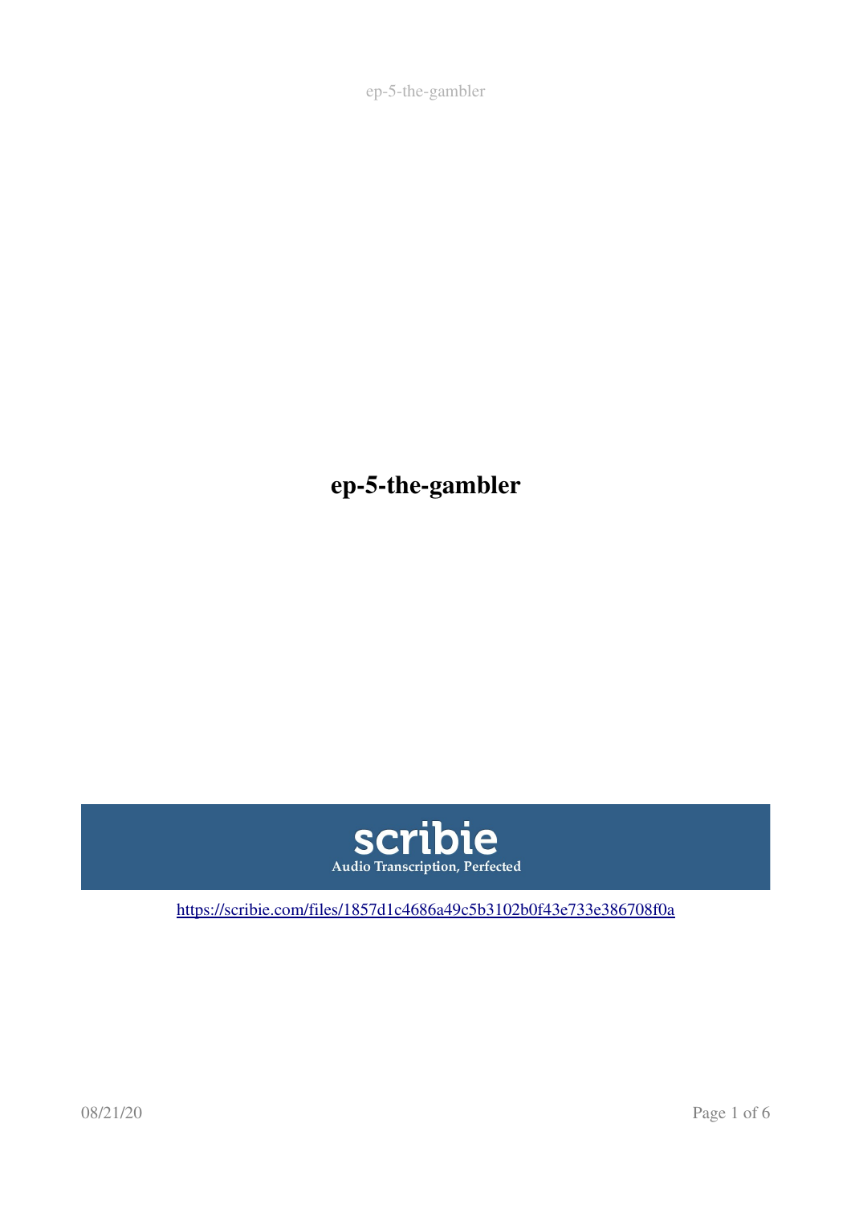# ep-5-the-gambler

scribie

Audio Transcription, Perfected

https://scribie.com/files/1857d1c4686a49c5b3102b0f43e733e386708f0a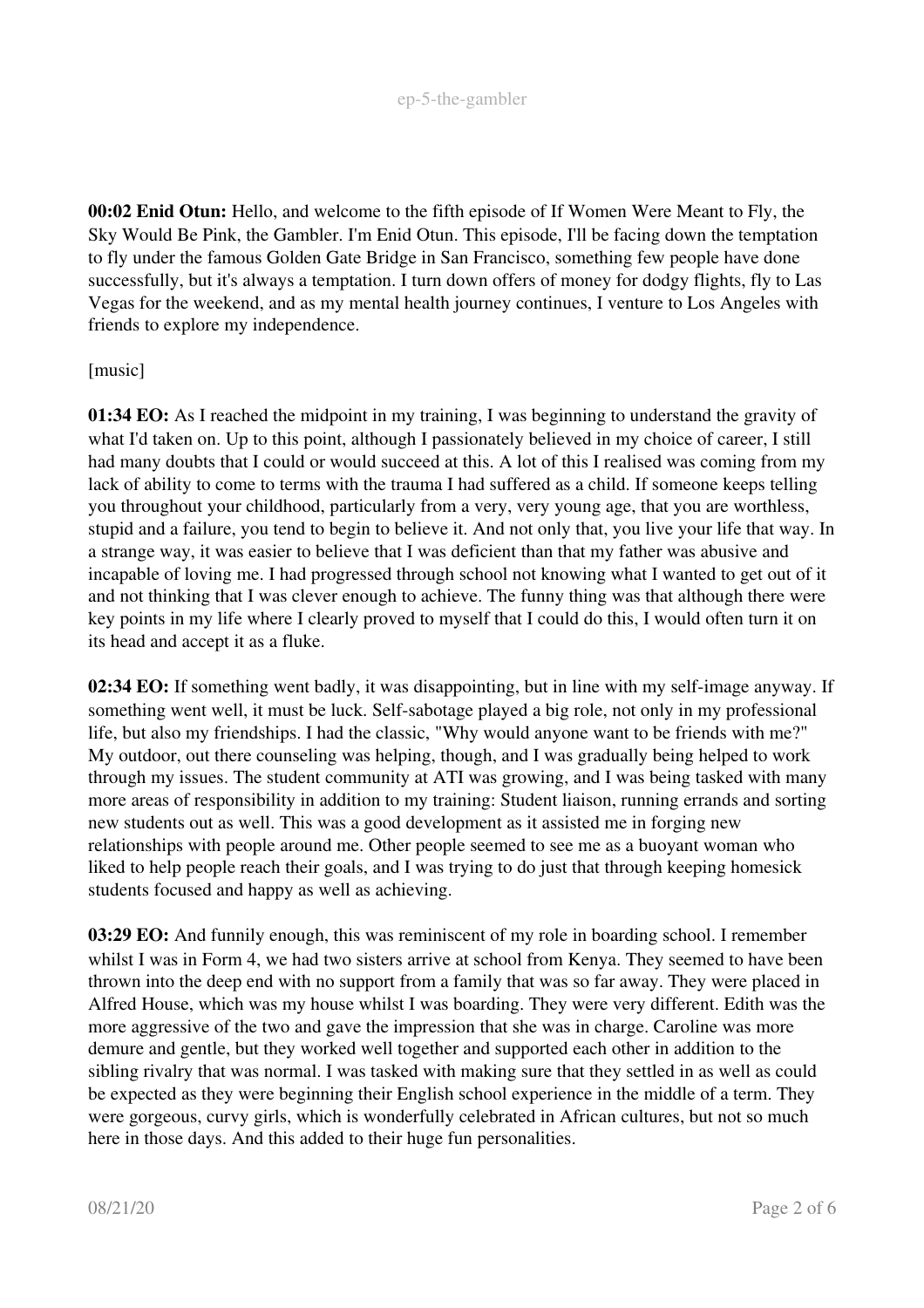**00:02 Enid Otun:** Hello, and welcome to the fifth episode of If Women Were Meant to Fly, the Sky Would Be Pink, the Gambler. I'm Enid Otun. This episode, I'll be facing down the temptation to fly under the famous Golden Gate Bridge in San Francisco, something few people have done successfully, but it's always a temptation. I turn down offers of money for dodgy flights, fly to Las Vegas for the weekend, and as my mental health journey continues, I venture to Los Angeles with friends to explore my independence.

[music]

**01:34 EO:** As I reached the midpoint in my training, I was beginning to understand the gravity of what I'd taken on. Up to this point, although I passionately believed in my choice of career, I still had many doubts that I could or would succeed at this. A lot of this I realised was coming from my lack of ability to come to terms with the trauma I had suffered as a child. If someone keeps telling you throughout your childhood, particularly from a very, very young age, that you are worthless, stupid and a failure, you tend to begin to believe it. And not only that, you live your life that way. In a strange way, it was easier to believe that I was deficient than that my father was abusive and incapable of loving me. I had progressed through school not knowing what I wanted to get out of it and not thinking that I was clever enough to achieve. The funny thing was that although there were key points in my life where I clearly proved to myself that I could do this, I would often turn it on its head and accept it as a fluke.

**02:34 EO:** If something went badly, it was disappointing, but in line with my self-image anyway. If something went well, it must be luck. Self-sabotage played a big role, not only in my professional life, but also my friendships. I had the classic, "Why would anyone want to be friends with me?" My outdoor, out there counseling was helping, though, and I was gradually being helped to work through my issues. The student community at ATI was growing, and I was being tasked with many more areas of responsibility in addition to my training: Student liaison, running errands and sorting new students out as well. This was a good development as it assisted me in forging new relationships with people around me. Other people seemed to see me as a buoyant woman who liked to help people reach their goals, and I was trying to do just that through keeping homesick students focused and happy as well as achieving.

**03:29 EO:** And funnily enough, this was reminiscent of my role in boarding school. I remember whilst I was in Form 4, we had two sisters arrive at school from Kenya. They seemed to have been thrown into the deep end with no support from a family that was so far away. They were placed in Alfred House, which was my house whilst I was boarding. They were very different. Edith was the more aggressive of the two and gave the impression that she was in charge. Caroline was more demure and gentle, but they worked well together and supported each other in addition to the sibling rivalry that was normal. I was tasked with making sure that they settled in as well as could be expected as they were beginning their English school experience in the middle of a term. They were gorgeous, curvy girls, which is wonderfully celebrated in African cultures, but not so much here in those days. And this added to their huge fun personalities.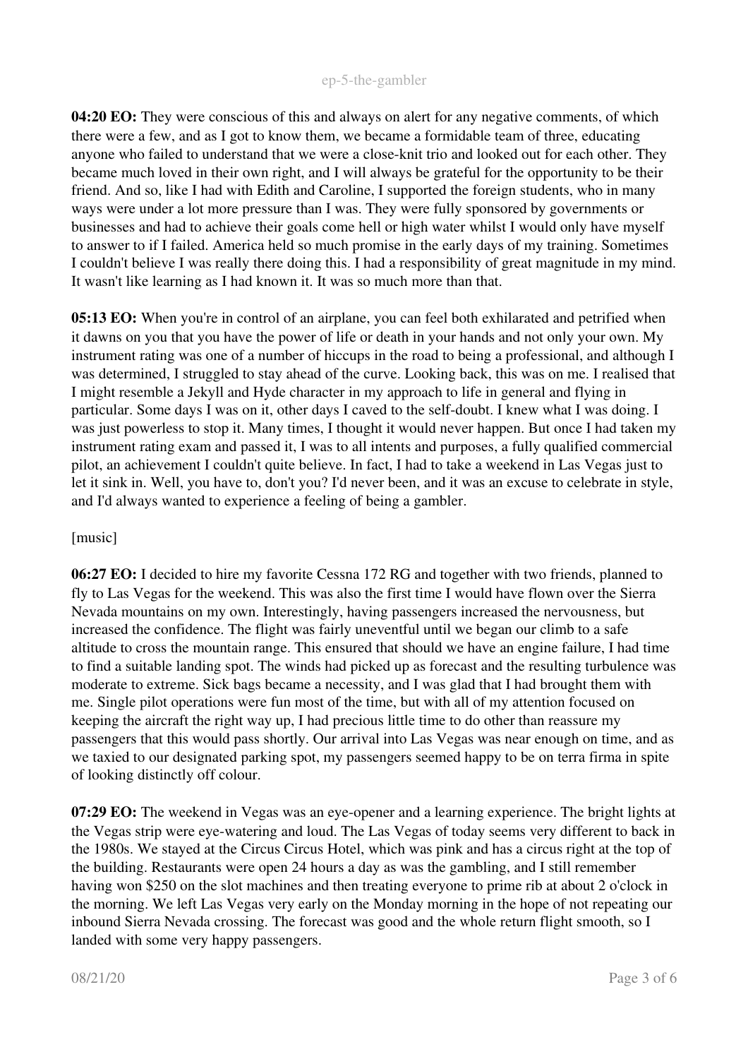**04:20 EO:** They were conscious of this and always on alert for any negative comments, of which there were a few, and as I got to know them, we became a formidable team of three, educating anyone who failed to understand that we were a close-knit trio and looked out for each other. They became much loved in their own right, and I will always be grateful for the opportunity to be their friend. And so, like I had with Edith and Caroline, I supported the foreign students, who in many ways were under a lot more pressure than I was. They were fully sponsored by governments or businesses and had to achieve their goals come hell or high water whilst I would only have myself to answer to if I failed. America held so much promise in the early days of my training. Sometimes I couldn't believe I was really there doing this. I had a responsibility of great magnitude in my mind. It wasn't like learning as I had known it. It was so much more than that.

**05:13 EO:** When you're in control of an airplane, you can feel both exhilarated and petrified when it dawns on you that you have the power of life or death in your hands and not only your own. My instrument rating was one of a number of hiccups in the road to being a professional, and although I was determined, I struggled to stay ahead of the curve. Looking back, this was on me. I realised that I might resemble a Jekyll and Hyde character in my approach to life in general and flying in particular. Some days I was on it, other days I caved to the self-doubt. I knew what I was doing. I was just powerless to stop it. Many times, I thought it would never happen. But once I had taken my instrument rating exam and passed it, I was to all intents and purposes, a fully qualified commercial pilot, an achievement I couldn't quite believe. In fact, I had to take a weekend in Las Vegas just to let it sink in. Well, you have to, don't you? I'd never been, and it was an excuse to celebrate in style, and I'd always wanted to experience a feeling of being a gambler.

[music]

**06:27 EO:** I decided to hire my favorite Cessna 172 RG and together with two friends, planned to fly to Las Vegas for the weekend. This was also the first time I would have flown over the Sierra Nevada mountains on my own. Interestingly, having passengers increased the nervousness, but increased the confidence. The flight was fairly uneventful until we began our climb to a safe altitude to cross the mountain range. This ensured that should we have an engine failure, I had time to find a suitable landing spot. The winds had picked up as forecast and the resulting turbulence was moderate to extreme. Sick bags became a necessity, and I was glad that I had brought them with me. Single pilot operations were fun most of the time, but with all of my attention focused on keeping the aircraft the right way up, I had precious little time to do other than reassure my passengers that this would pass shortly. Our arrival into Las Vegas was near enough on time, and as we taxied to our designated parking spot, my passengers seemed happy to be on terra firma in spite of looking distinctly off colour.

**07:29 EO:** The weekend in Vegas was an eye-opener and a learning experience. The bright lights at the Vegas strip were eye-watering and loud. The Las Vegas of today seems very different to back in the 1980s. We stayed at the Circus Circus Hotel, which was pink and has a circus right at the top of the building. Restaurants were open 24 hours a day as was the gambling, and I still remember having won $250 on the slot machines and then treating everyone to prime rib at about 2 o'clock in the morning. We left Las Vegas very early on the Monday morning in the hope of not repeating our inbound Sierra Nevada crossing. The forecast was good and the whole return flight smooth, so I landed with some very happy passengers.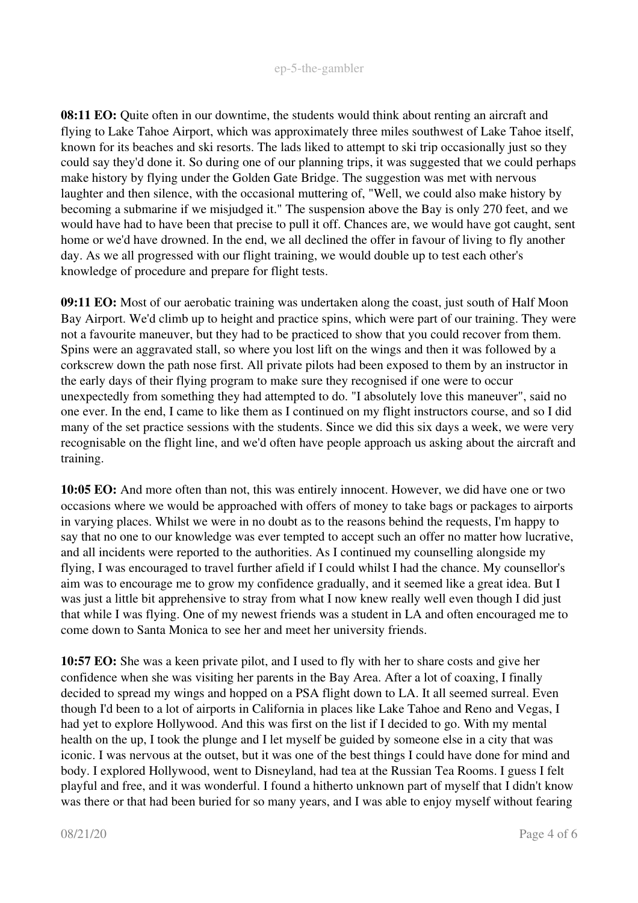**08:11 EO:** Quite often in our downtime, the students would think about renting an aircraft and flying to Lake Tahoe Airport, which was approximately three miles southwest of Lake Tahoe itself, known for its beaches and ski resorts. The lads liked to attempt to ski trip occasionally just so they could say they'd done it. So during one of our planning trips, it was suggested that we could perhaps make history by flying under the Golden Gate Bridge. The suggestion was met with nervous laughter and then silence, with the occasional muttering of, "Well, we could also make history by becoming a submarine if we misjudged it." The suspension above the Bay is only 270 feet, and we would have had to have been that precise to pull it off. Chances are, we would have got caught, sent home or we'd have drowned. In the end, we all declined the offer in favour of living to fly another day. As we all progressed with our flight training, we would double up to test each other's knowledge of procedure and prepare for flight tests.

**09:11 EO:** Most of our aerobatic training was undertaken along the coast, just south of Half Moon Bay Airport. We'd climb up to height and practice spins, which were part of our training. They were not a favourite maneuver, but they had to be practiced to show that you could recover from them. Spins were an aggravated stall, so where you lost lift on the wings and then it was followed by a corkscrew down the path nose first. All private pilots had been exposed to them by an instructor in the early days of their flying program to make sure they recognised if one were to occur unexpectedly from something they had attempted to do. "I absolutely love this maneuver", said no one ever. In the end, I came to like them as I continued on my flight instructors course, and so I did many of the set practice sessions with the students. Since we did this six days a week, we were very recognisable on the flight line, and we'd often have people approach us asking about the aircraft and training.

**10:05 EO:** And more often than not, this was entirely innocent. However, we did have one or two occasions where we would be approached with offers of money to take bags or packages to airports in varying places. Whilst we were in no doubt as to the reasons behind the requests, I'm happy to say that no one to our knowledge was ever tempted to accept such an offer no matter how lucrative, and all incidents were reported to the authorities. As I continued my counselling alongside my flying, I was encouraged to travel further afield if I could whilst I had the chance. My counsellor's aim was to encourage me to grow my confidence gradually, and it seemed like a great idea. But I was just a little bit apprehensive to stray from what I now knew really well even though I did just that while I was flying. One of my newest friends was a student in LA and often encouraged me to come down to Santa Monica to see her and meet her university friends.

**10:57 EO:** She was a keen private pilot, and I used to fly with her to share costs and give her confidence when she was visiting her parents in the Bay Area. After a lot of coaxing, I finally decided to spread my wings and hopped on a PSA flight down to LA. It all seemed surreal. Even though I'd been to a lot of airports in California in places like Lake Tahoe and Reno and Vegas, I had yet to explore Hollywood. And this was first on the list if I decided to go. With my mental health on the up, I took the plunge and I let myself be guided by someone else in a city that was iconic. I was nervous at the outset, but it was one of the best things I could have done for mind and body. I explored Hollywood, went to Disneyland, had tea at the Russian Tea Rooms. I guess I felt playful and free, and it was wonderful. I found a hitherto unknown part of myself that I didn't know was there or that had been buried for so many years, and I was able to enjoy myself without fearing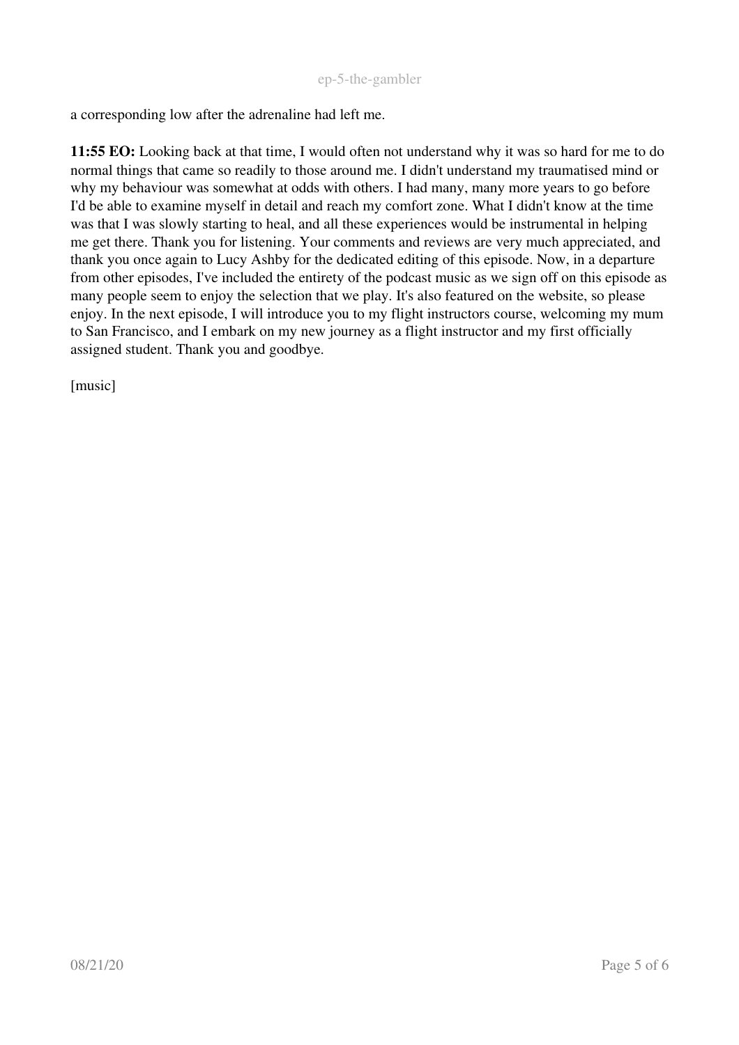a corresponding low after the adrenaline had left me.

**11:55 EO:** Looking back at that time, I would often not understand why it was so hard for me to do normal things that came so readily to those around me. I didn't understand my traumatised mind or why my behaviour was somewhat at odds with others. I had many, many more years to go before I'd be able to examine myself in detail and reach my comfort zone. What I didn't know at the time was that I was slowly starting to heal, and all these experiences would be instrumental in helping me get there. Thank you for listening. Your comments and reviews are very much appreciated, and thank you once again to Lucy Ashby for the dedicated editing of this episode. Now, in a departure from other episodes, I've included the entirety of the podcast music as we sign off on this episode as many people seem to enjoy the selection that we play. It's also featured on the website, so please enjoy. In the next episode, I will introduce you to my flight instructors course, welcoming my mum to San Francisco, and I embark on my new journey as a flight instructor and my first officially assigned student. Thank you and goodbye.

[music]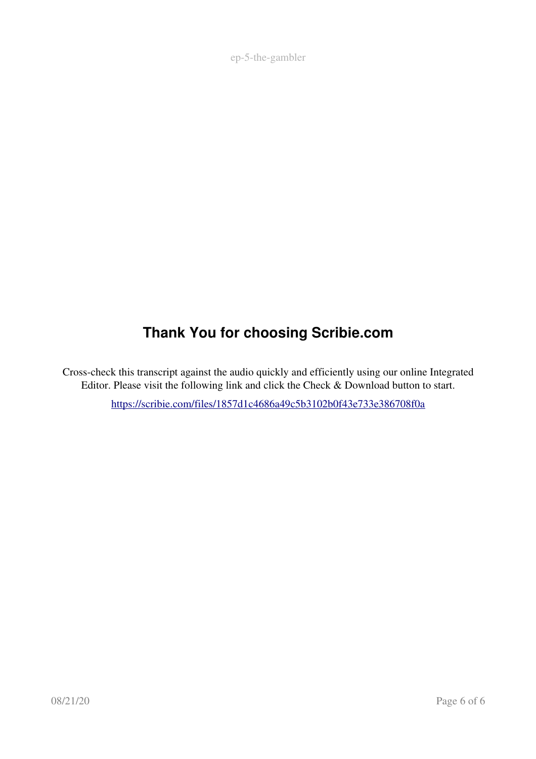## Thank You for choosing Scribie.com

Cross-check this transcript against the audio quickly and efficiently using our online Integrated Editor. Please visit the following link and click the Check & Download button to start.

https://scribie.com/files/1857d1c4686a49c5b3102b0f43e733e386708f0a